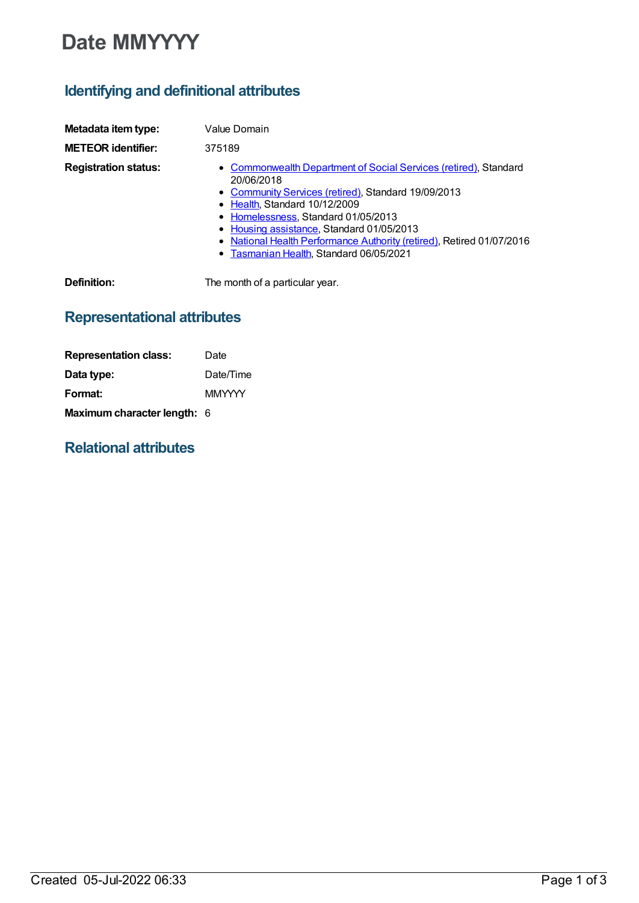# Date MMYYYY

## Identifying and definitional attributes

| | |
|---|---|
| **Metadata item type:** | Value Domain |
| **METEOR identifier:** | 375189 |
| **Registration status:** | • Commonwealth Department of Social Services (retired), Standard 20/06/2018<br>• Community Services (retired), Standard 19/09/2013<br>• Health, Standard 10/12/2009<br>• Homelessness, Standard 01/05/2013<br>• Housing assistance, Standard 01/05/2013<br>• National Health Performance Authority (retired), Retired 01/07/2016<br>• Tasmanian Health, Standard 06/05/2021 |
| **Definition:** | The month of a particular year. |

## Representational attributes

| | |
|---|---|
| **Representation class:** | Date |
| **Data type:** | Date/Time |
| **Format:** | MMYYYY |
| **Maximum character length:** | 6 |

## Relational attributes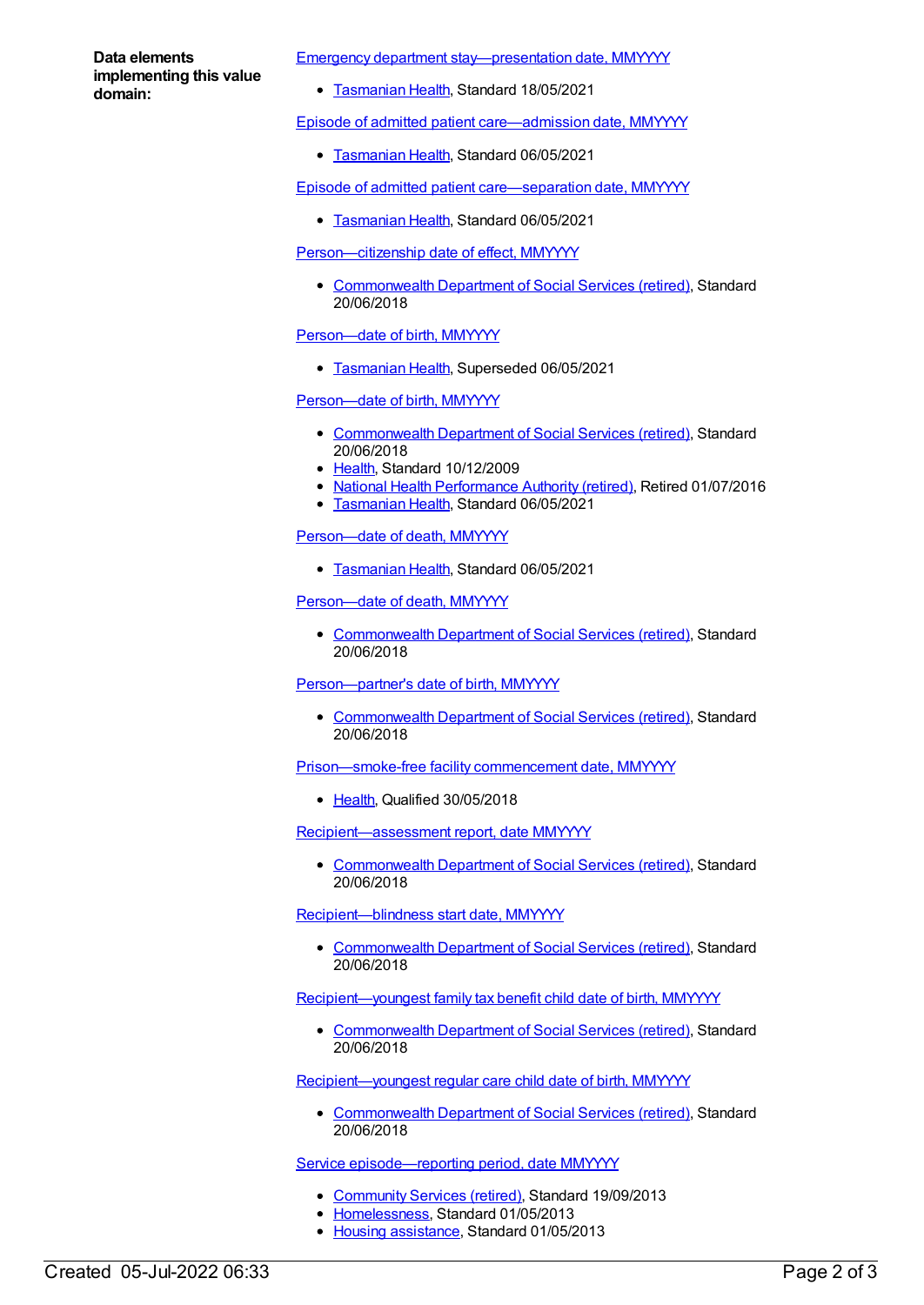**Data elements implementing this value domain:**

Emergency department stay—presentation date, MMYYYY

- Tasmanian Health, Standard 18/05/2021

Episode of admitted patient care—admission date, MMYYYY

- Tasmanian Health, Standard 06/05/2021

Episode of admitted patient care—separation date, MMYYYY

- Tasmanian Health, Standard 06/05/2021

Person—citizenship date of effect, MMYYYY

- Commonwealth Department of Social Services (retired), Standard 20/06/2018

Person—date of birth, MMYYYY

- Tasmanian Health, Superseded 06/05/2021

Person—date of birth, MMYYYY

- Commonwealth Department of Social Services (retired), Standard 20/06/2018
- Health, Standard 10/12/2009
- National Health Performance Authority (retired), Retired 01/07/2016
- Tasmanian Health, Standard 06/05/2021

Person—date of death, MMYYYY

- Tasmanian Health, Standard 06/05/2021

Person—date of death, MMYYYY

- Commonwealth Department of Social Services (retired), Standard 20/06/2018

Person—partner's date of birth, MMYYYY

- Commonwealth Department of Social Services (retired), Standard 20/06/2018

Prison—smoke-free facility commencement date, MMYYYY

- Health, Qualified 30/05/2018

Recipient—assessment report, date MMYYYY

- Commonwealth Department of Social Services (retired), Standard 20/06/2018

Recipient—blindness start date, MMYYYY

- Commonwealth Department of Social Services (retired), Standard 20/06/2018

Recipient—youngest family tax benefit child date of birth, MMYYYY

- Commonwealth Department of Social Services (retired), Standard 20/06/2018

Recipient—youngest regular care child date of birth, MMYYYY

- Commonwealth Department of Social Services (retired), Standard 20/06/2018

Service episode—reporting period, date MMYYYY

- Community Services (retired), Standard 19/09/2013
- Homelessness, Standard 01/05/2013
- Housing assistance, Standard 01/05/2013